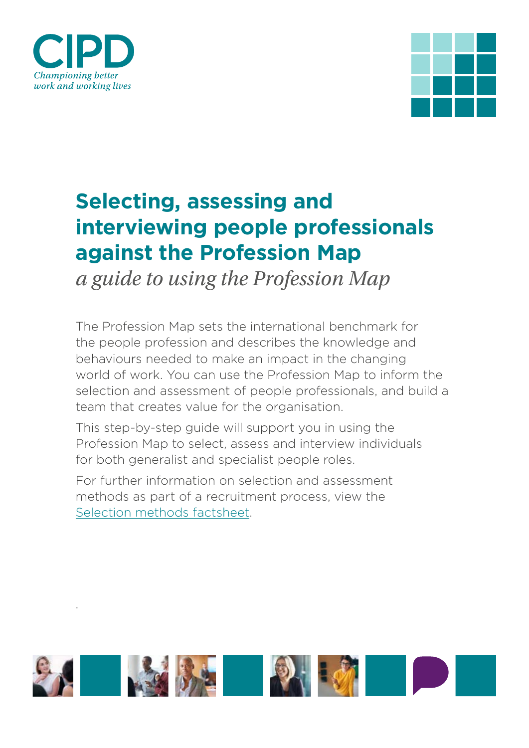CIPD

*Championing better work and working lives*

# Selecting, assessing and interviewing people professionals against the Profession Map

*a guide to using the Profession Map*

The Profession Map sets the international benchmark for the people profession and describes the knowledge and behaviours needed to make an impact in the changing world of work. You can use the Profession Map to inform the selection and assessment of people professionals, and build a team that creates value for the organisation.

This step-by-step guide will support you in using the Profession Map to select, assess and interview individuals for both generalist and specialist people roles.

For further information on selection and assessment methods as part of a recruitment process, view the Selection methods factsheet.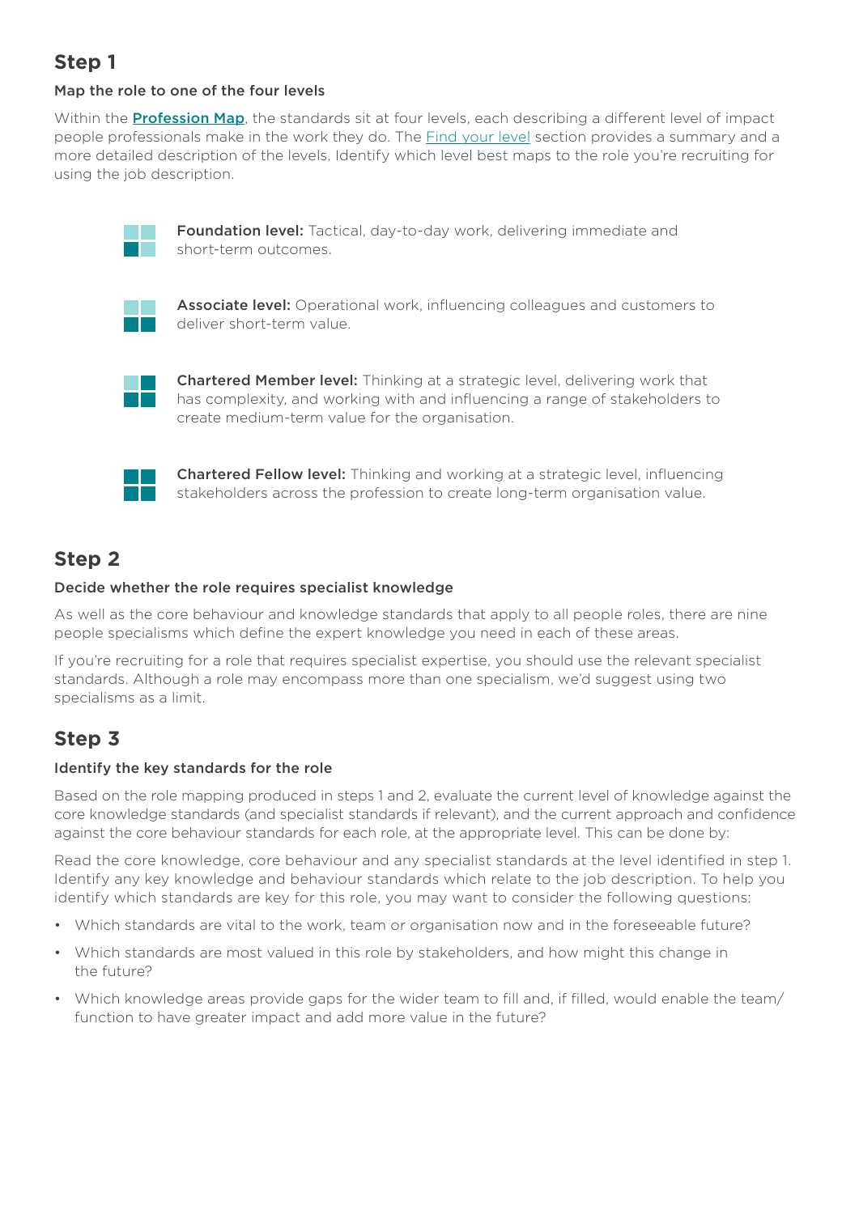## Step 1

### Map the role to one of the four levels

Within the **Profession Map**, the standards sit at four levels, each describing a different level of impact people professionals make in the work they do. The Find your level section provides a summary and a more detailed description of the levels. Identify which level best maps to the role you're recruiting for using the job description.

**Foundation level:** Tactical, day-to-day work, delivering immediate and short-term outcomes.

**Associate level:** Operational work, influencing colleagues and customers to deliver short-term value.

**Chartered Member level:** Thinking at a strategic level, delivering work that has complexity, and working with and influencing a range of stakeholders to create medium-term value for the organisation.

**Chartered Fellow level:** Thinking and working at a strategic level, influencing stakeholders across the profession to create long-term organisation value.

## Step 2

### Decide whether the role requires specialist knowledge

As well as the core behaviour and knowledge standards that apply to all people roles, there are nine people specialisms which define the expert knowledge you need in each of these areas.

If you're recruiting for a role that requires specialist expertise, you should use the relevant specialist standards. Although a role may encompass more than one specialism, we'd suggest using two specialisms as a limit.

## Step 3

### Identify the key standards for the role

Based on the role mapping produced in steps 1 and 2, evaluate the current level of knowledge against the core knowledge standards (and specialist standards if relevant), and the current approach and confidence against the core behaviour standards for each role, at the appropriate level. This can be done by:

Read the core knowledge, core behaviour and any specialist standards at the level identified in step 1. Identify any key knowledge and behaviour standards which relate to the job description. To help you identify which standards are key for this role, you may want to consider the following questions:

- Which standards are vital to the work, team or organisation now and in the foreseeable future?
- Which standards are most valued in this role by stakeholders, and how might this change in the future?
- Which knowledge areas provide gaps for the wider team to fill and, if filled, would enable the team/function to have greater impact and add more value in the future?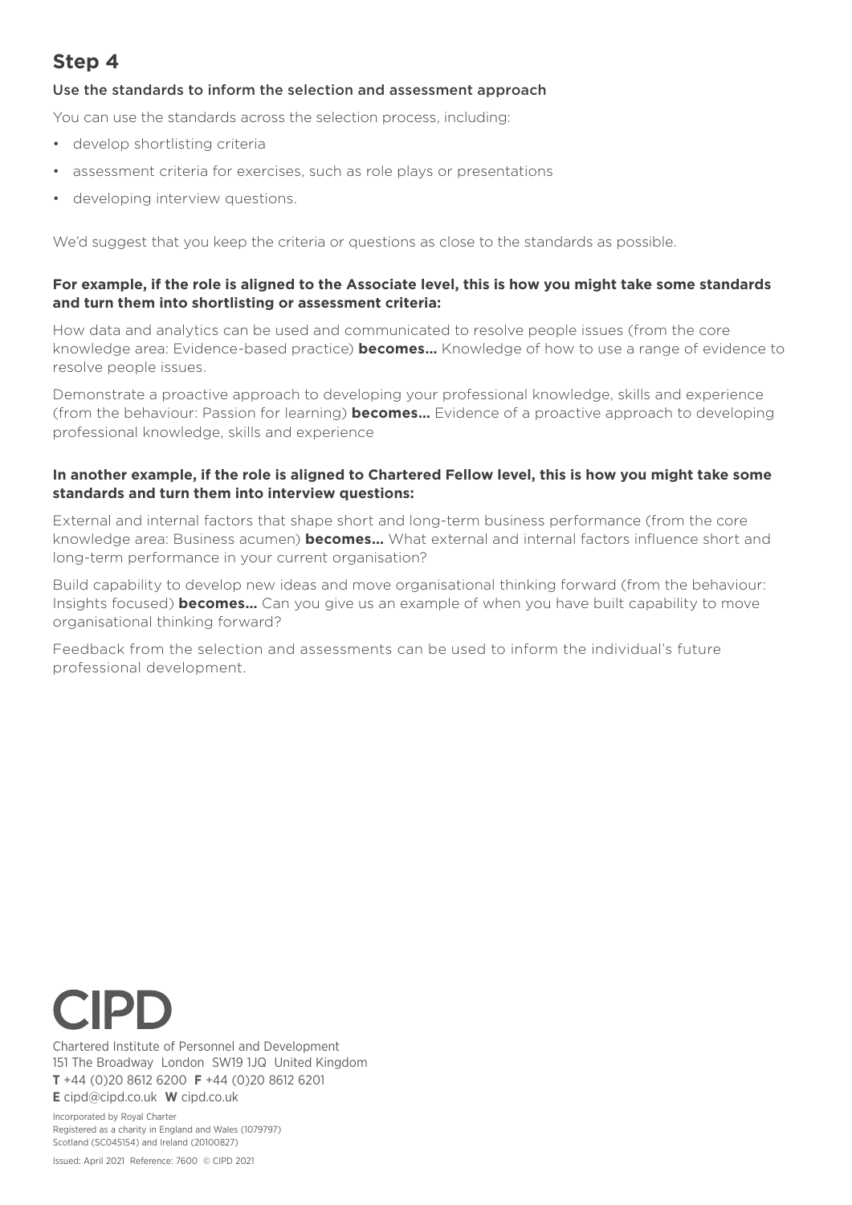## Step 4

### Use the standards to inform the selection and assessment approach

You can use the standards across the selection process, including:

- develop shortlisting criteria
- assessment criteria for exercises, such as role plays or presentations
- developing interview questions.

We'd suggest that you keep the criteria or questions as close to the standards as possible.

**For example, if the role is aligned to the Associate level, this is how you might take some standards and turn them into shortlisting or assessment criteria:**

How data and analytics can be used and communicated to resolve people issues (from the core knowledge area: Evidence-based practice) **becomes…** Knowledge of how to use a range of evidence to resolve people issues.

Demonstrate a proactive approach to developing your professional knowledge, skills and experience (from the behaviour: Passion for learning) **becomes…** Evidence of a proactive approach to developing professional knowledge, skills and experience

**In another example, if the role is aligned to Chartered Fellow level, this is how you might take some standards and turn them into interview questions:**

External and internal factors that shape short and long-term business performance (from the core knowledge area: Business acumen) **becomes…** What external and internal factors influence short and long-term performance in your current organisation?

Build capability to develop new ideas and move organisational thinking forward (from the behaviour: Insights focused) **becomes…** Can you give us an example of when you have built capability to move organisational thinking forward?

Feedback from the selection and assessments can be used to inform the individual's future professional development.

CIPD

Chartered Institute of Personnel and Development
151 The Broadway London SW19 1JQ United Kingdom
**T** +44 (0)20 8612 6200 **F** +44 (0)20 8612 6201
**E** cipd@cipd.co.uk **W** cipd.co.uk

Incorporated by Royal Charter
Registered as a charity in England and Wales (1079797)
Scotland (SC045154) and Ireland (20100827)

Issued: April 2021 Reference: 7600 © CIPD 2021